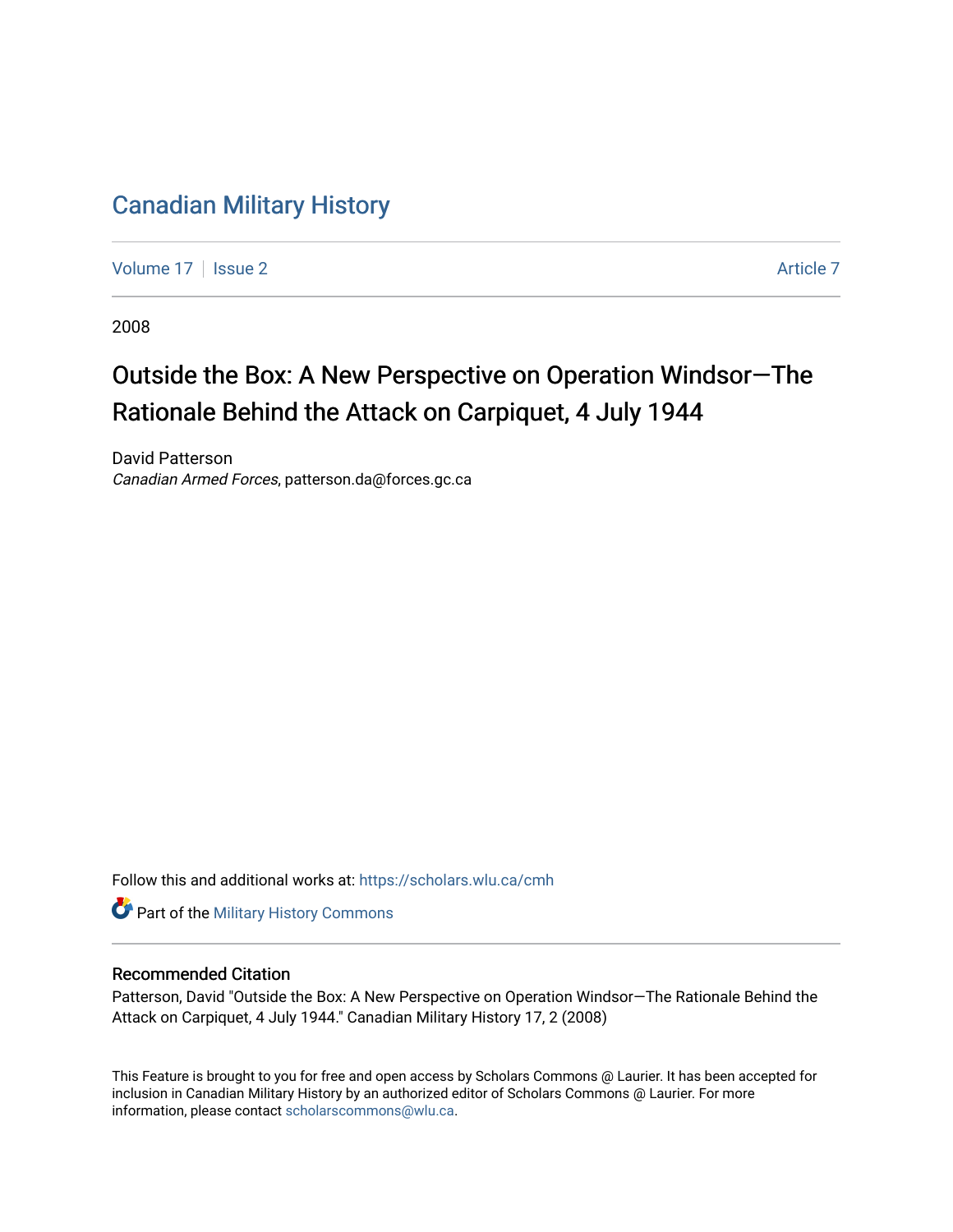# Canadian Military History

Volume 17 | Issue 2 Article 7

2008

## Outside the Box: A New Perspective on Operation Windsor—The Rationale Behind the Attack on Carpiquet, 4 July 1944

David Patterson
*Canadian Armed Forces*, patterson.da@forces.gc.ca

Follow this and additional works at: https://scholars.wlu.ca/cmh

Part of the Military History Commons

### Recommended Citation

Patterson, David "Outside the Box: A New Perspective on Operation Windsor—The Rationale Behind the Attack on Carpiquet, 4 July 1944." Canadian Military History 17, 2 (2008)

This Feature is brought to you for free and open access by Scholars Commons @ Laurier. It has been accepted for inclusion in Canadian Military History by an authorized editor of Scholars Commons @ Laurier. For more information, please contact scholarscommons@wlu.ca.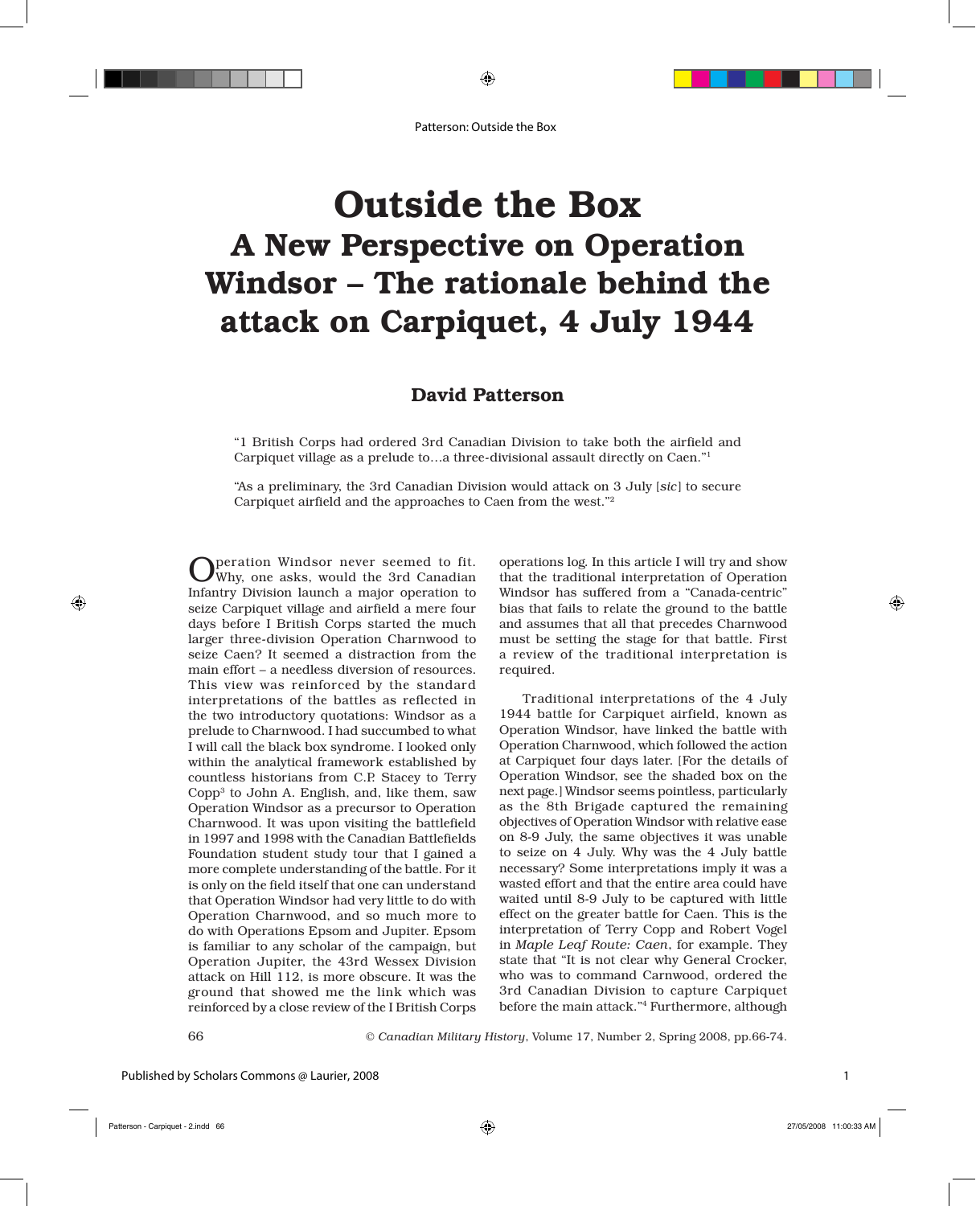# Outside the Box

## A New Perspective on Operation Windsor – The rationale behind the attack on Carpiquet, 4 July 1944

### David Patterson

"1 British Corps had ordered 3rd Canadian Division to take both the airfield and Carpiquet village as a prelude to…a three-divisional assault directly on Caen."[1]

"As a preliminary, the 3rd Canadian Division would attack on 3 July [*sic*] to secure Carpiquet airfield and the approaches to Caen from the west."[2]

Operation Windsor never seemed to fit. Why, one asks, would the 3rd Canadian Infantry Division launch a major operation to seize Carpiquet village and airfield a mere four days before I British Corps started the much larger three-division Operation Charnwood to seize Caen? It seemed a distraction from the main effort – a needless diversion of resources. This view was reinforced by the standard interpretations of the battles as reflected in the two introductory quotations: Windsor as a prelude to Charnwood. I had succumbed to what I will call the black box syndrome. I looked only within the analytical framework established by countless historians from C.P. Stacey to Terry Copp[3] to John A. English, and, like them, saw Operation Windsor as a precursor to Operation Charnwood. It was upon visiting the battlefield in 1997 and 1998 with the Canadian Battlefields Foundation student study tour that I gained a more complete understanding of the battle. For it is only on the field itself that one can understand that Operation Windsor had very little to do with Operation Charnwood, and so much more to do with Operations Epsom and Jupiter. Epsom is familiar to any scholar of the campaign, but Operation Jupiter, the 43rd Wessex Division attack on Hill 112, is more obscure. It was the ground that showed me the link which was reinforced by a close review of the I British Corps operations log. In this article I will try and show that the traditional interpretation of Operation Windsor has suffered from a "Canada-centric" bias that fails to relate the ground to the battle and assumes that all that precedes Charnwood must be setting the stage for that battle. First a review of the traditional interpretation is required.

Traditional interpretations of the 4 July 1944 battle for Carpiquet airfield, known as Operation Windsor, have linked the battle with Operation Charnwood, which followed the action at Carpiquet four days later. [For the details of Operation Windsor, see the shaded box on the next page.] Windsor seems pointless, particularly as the 8th Brigade captured the remaining objectives of Operation Windsor with relative ease on 8-9 July, the same objectives it was unable to seize on 4 July. Why was the 4 July battle necessary? Some interpretations imply it was a wasted effort and that the entire area could have waited until 8-9 July to be captured with little effect on the greater battle for Caen. This is the interpretation of Terry Copp and Robert Vogel in *Maple Leaf Route: Caen*, for example. They state that "It is not clear why General Crocker, who was to command Carnwood, ordered the 3rd Canadian Division to capture Carpiquet before the main attack."[4] Furthermore, although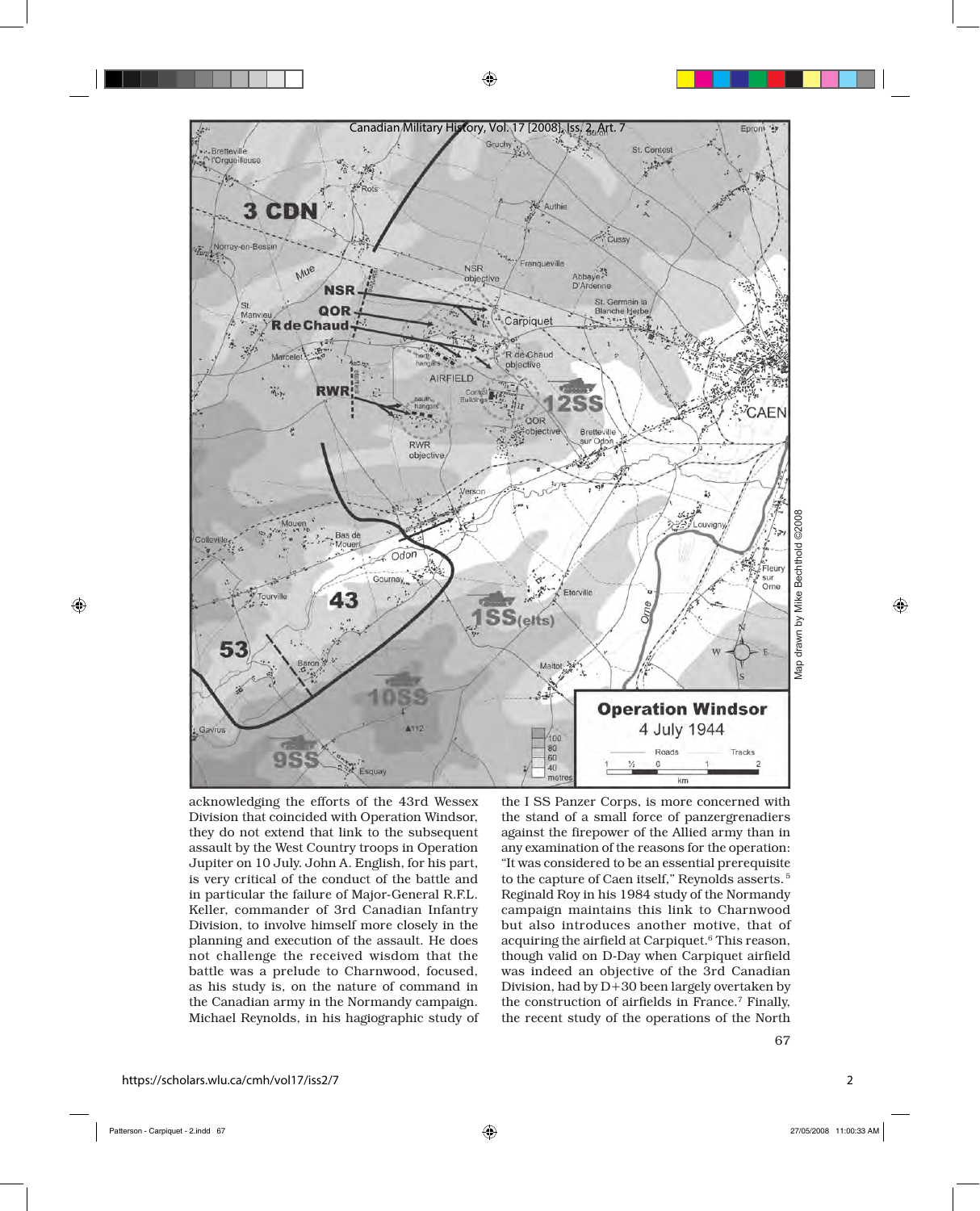acknowledging the efforts of the 43rd Wessex Division that coincided with Operation Windsor, they do not extend that link to the subsequent assault by the West Country troops in Operation Jupiter on 10 July. John A. English, for his part, is very critical of the conduct of the battle and in particular the failure of Major-General R.F.L. Keller, commander of 3rd Canadian Infantry Division, to involve himself more closely in the planning and execution of the assault. He does not challenge the received wisdom that the battle was a prelude to Charnwood, focused, as his study is, on the nature of command in the Canadian army in the Normandy campaign. Michael Reynolds, in his hagiographic study of the I SS Panzer Corps, is more concerned with the stand of a small force of panzergrenadiers against the firepower of the Allied army than in any examination of the reasons for the operation: "It was considered to be an essential prerequisite to the capture of Caen itself," Reynolds asserts.[5] Reginald Roy in his 1984 study of the Normandy campaign maintains this link to Charnwood but also introduces another motive, that of acquiring the airfield at Carpiquet.[6] This reason, though valid on D-Day when Carpiquet airfield was indeed an objective of the 3rd Canadian Division, had by D+30 been largely overtaken by the construction of airfields in France.[7] Finally, the recent study of the operations of the North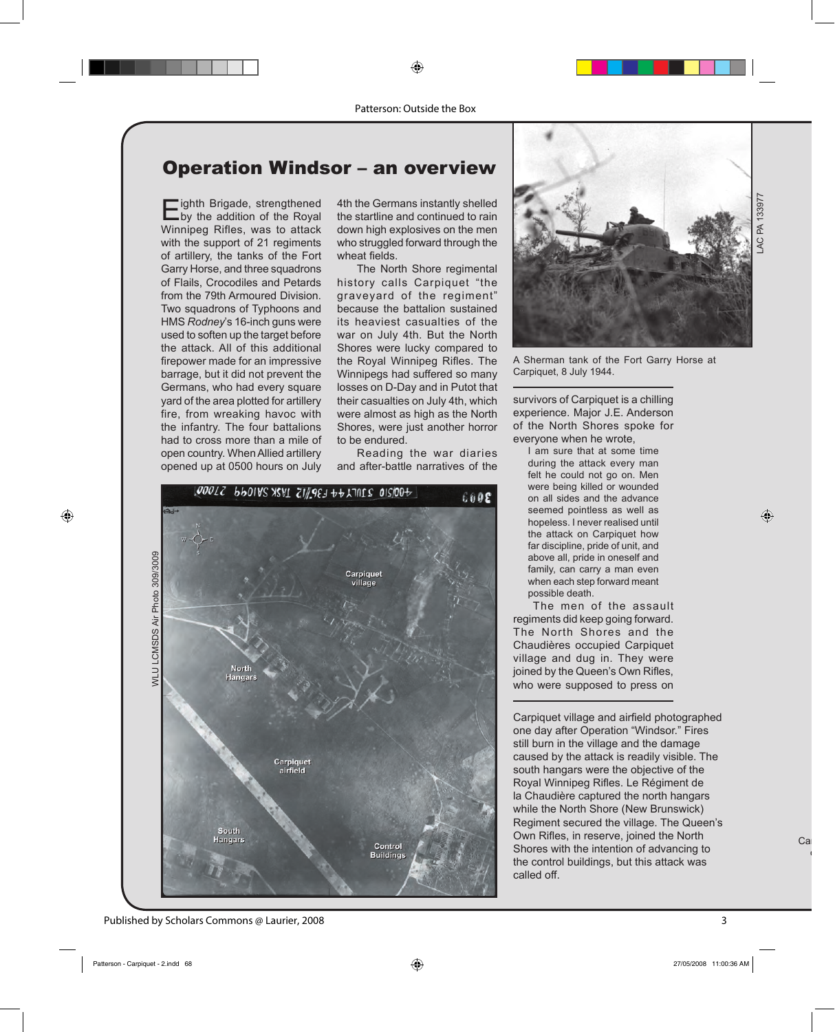## Operation Windsor – an overview

Eighth Brigade, strengthened by the addition of the Royal Winnipeg Rifles, was to attack with the support of 21 regiments of artillery, the tanks of the Fort Garry Horse, and three squadrons of Flails, Crocodiles and Petards from the 79th Armoured Division. Two squadrons of Typhoons and HMS *Rodney*'s 16-inch guns were used to soften up the target before the attack. All of this additional firepower made for an impressive barrage, but it did not prevent the Germans, who had every square yard of the area plotted for artillery fire, from wreaking havoc with the infantry. The four battalions had to cross more than a mile of open country. When Allied artillery opened up at 0500 hours on July 4th the Germans instantly shelled the startline and continued to rain down high explosives on the men who struggled forward through the wheat fields.

The North Shore regimental history calls Carpiquet "the graveyard of the regiment" because the battalion sustained its heaviest casualties of the war on July 4th. But the North Shores were lucky compared to the Royal Winnipeg Rifles. The Winnipegs had suffered so many losses on D-Day and in Putot that their casualties on July 4th, which were almost as high as the North Shores, were just another horror to be endured.

Reading the war diaries and after-battle narratives of the survivors of Carpiquet is a chilling experience. Major J.E. Anderson of the North Shores spoke for everyone when he wrote,

> I am sure that at some time during the attack every man felt he could not go on. Men were being killed or wounded on all sides and the advance seemed pointless as well as hopeless. I never realised until the attack on Carpiquet how far discipline, pride of unit, and above all, pride in oneself and family, can carry a man even when each step forward meant possible death.

The men of the assault regiments did keep going forward. The North Shores and the Chaudières occupied Carpiquet village and dug in. They were joined by the Queen's Own Rifles, who were supposed to press on

A Sherman tank of the Fort Garry Horse at Carpiquet, 8 July 1944.

LAC PA 133977

Carpiquet village and airfield photographed one day after Operation "Windsor." Fires still burn in the village and the damage caused by the attack is readily visible. The south hangars were the objective of the Royal Winnipeg Rifles. Le Régiment de la Chaudière captured the north hangars while the North Shore (New Brunswick) Regiment secured the village. The Queen's Own Rifles, in reserve, joined the North Shores with the intention of advancing to the control buildings, but this attack was called off.

WLU LCMSDS Air Photo 309/3009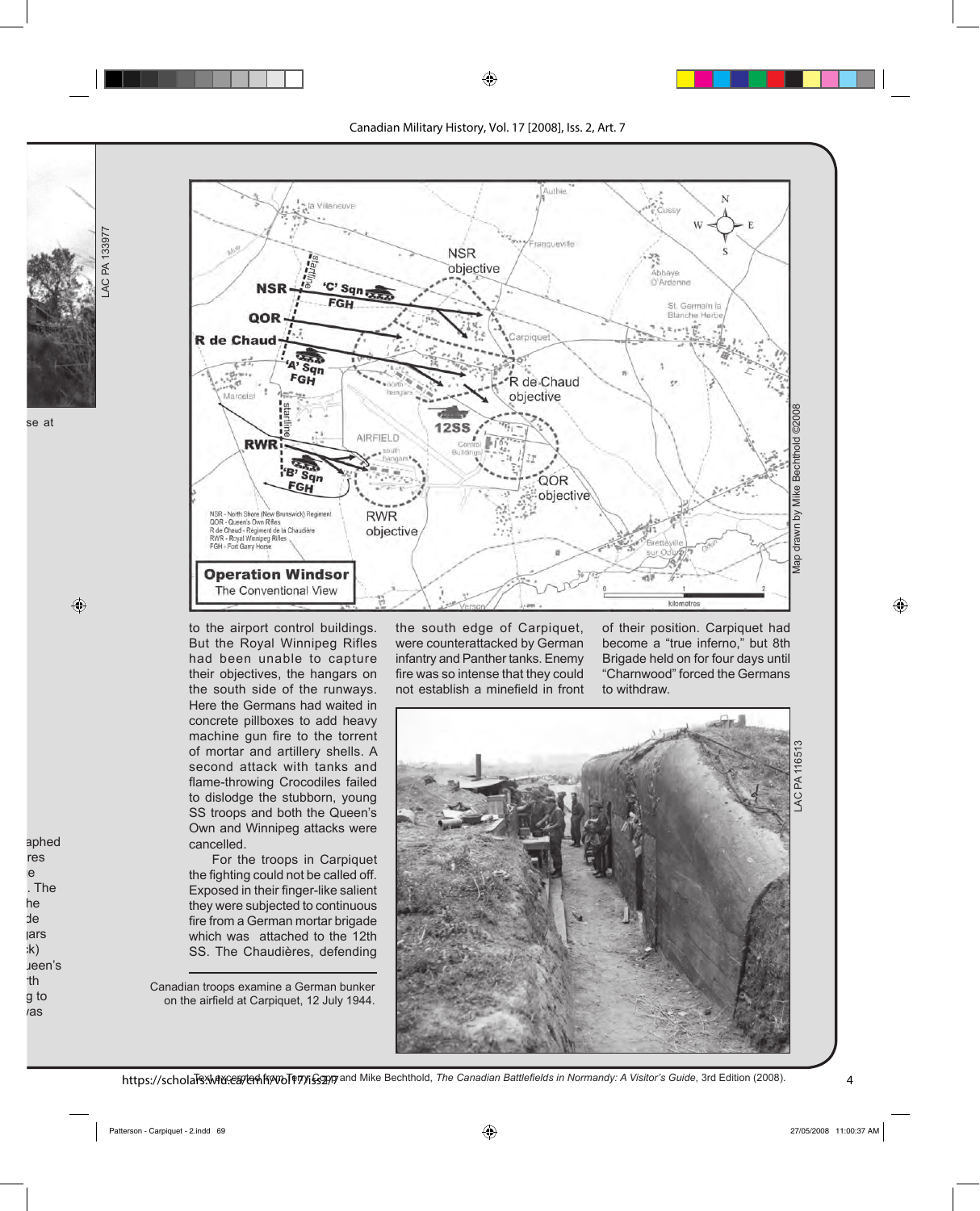to the airport control buildings. But the Royal Winnipeg Rifles had been unable to capture their objectives, the hangars on the south side of the runways. Here the Germans had waited in concrete pillboxes to add heavy machine gun fire to the torrent of mortar and artillery shells. A second attack with tanks and flame-throwing Crocodiles failed to dislodge the stubborn, young SS troops and both the Queen's Own and Winnipeg attacks were cancelled.

For the troops in Carpiquet the fighting could not be called off. Exposed in their finger-like salient they were subjected to continuous fire from a German mortar brigade which was attached to the 12th SS. The Chaudières, defending the south edge of Carpiquet, were counterattacked by German infantry and Panther tanks. Enemy fire was so intense that they could not establish a minefield in front of their position. Carpiquet had become a "true inferno," but 8th Brigade held on for four days until "Charnwood" forced the Germans to withdraw.

Canadian troops examine a German bunker on the airfield at Carpiquet, 12 July 1944.

Text excerpted from Terry Copp and Mike Bechthold, *The Canadian Battlefields in Normandy: A Visitor's Guide*, 3rd Edition (2008).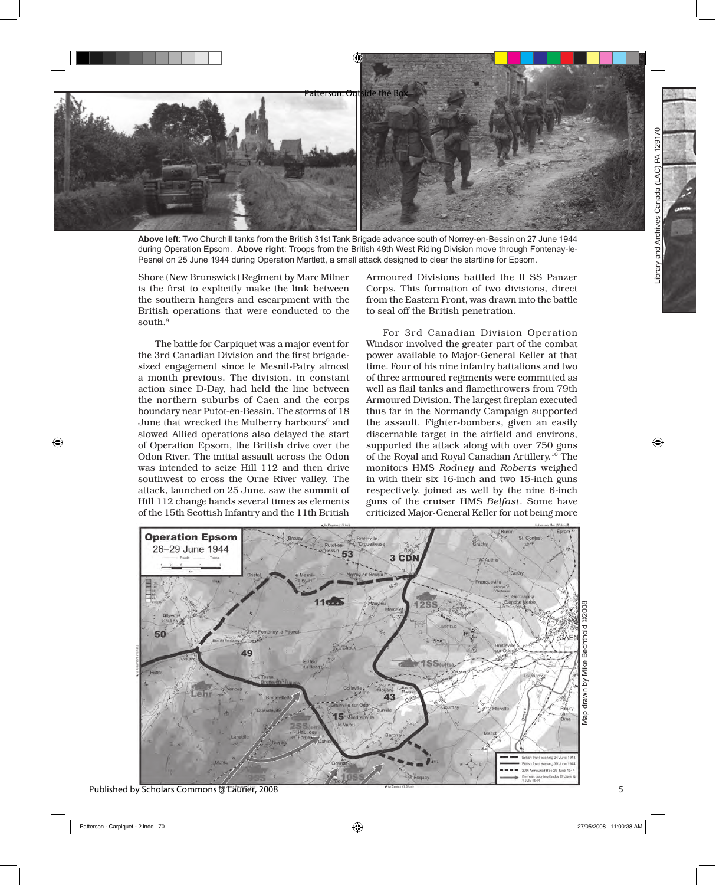**Above left**: Two Churchill tanks from the British 31st Tank Brigade advance south of Norrey-en-Bessin on 27 June 1944 during Operation Epsom. **Above right**: Troops from the British 49th West Riding Division move through Fontenay-le-Pesnel on 25 June 1944 during Operation Martlett, a small attack designed to clear the startline for Epsom.

Shore (New Brunswick) Regiment by Marc Milner is the first to explicitly make the link between the southern hangers and escarpment with the British operations that were conducted to the south.[8]

The battle for Carpiquet was a major event for the 3rd Canadian Division and the first brigade-sized engagement since le Mesnil-Patry almost a month previous. The division, in constant action since D-Day, had held the line between the northern suburbs of Caen and the corps boundary near Putot-en-Bessin. The storms of 18 June that wrecked the Mulberry harbours[9] and slowed Allied operations also delayed the start of Operation Epsom, the British drive over the Odon River. The initial assault across the Odon was intended to seize Hill 112 and then drive southwest to cross the Orne River valley. The attack, launched on 25 June, saw the summit of Hill 112 change hands several times as elements of the 15th Scottish Infantry and the 11th British Armoured Divisions battled the II SS Panzer Corps. This formation of two divisions, direct from the Eastern Front, was drawn into the battle to seal off the British penetration.

For 3rd Canadian Division Operation Windsor involved the greater part of the combat power available to Major-General Keller at that time. Four of his nine infantry battalions and two of three armoured regiments were committed as well as flail tanks and flamethrowers from 79th Armoured Division. The largest fireplan executed thus far in the Normandy Campaign supported the assault. Fighter-bombers, given an easily discernable target in the airfield and environs, supported the attack along with over 750 guns of the Royal and Royal Canadian Artillery.[10] The monitors HMS *Rodney* and *Roberts* weighed in with their six 16-inch and two 15-inch guns respectively, joined as well by the nine 6-inch guns of the cruiser HMS *Belfast*. Some have criticized Major-General Keller for not being more

Operation Epsom 26–29 June 1944

Map drawn by Mike Bechthold ©2008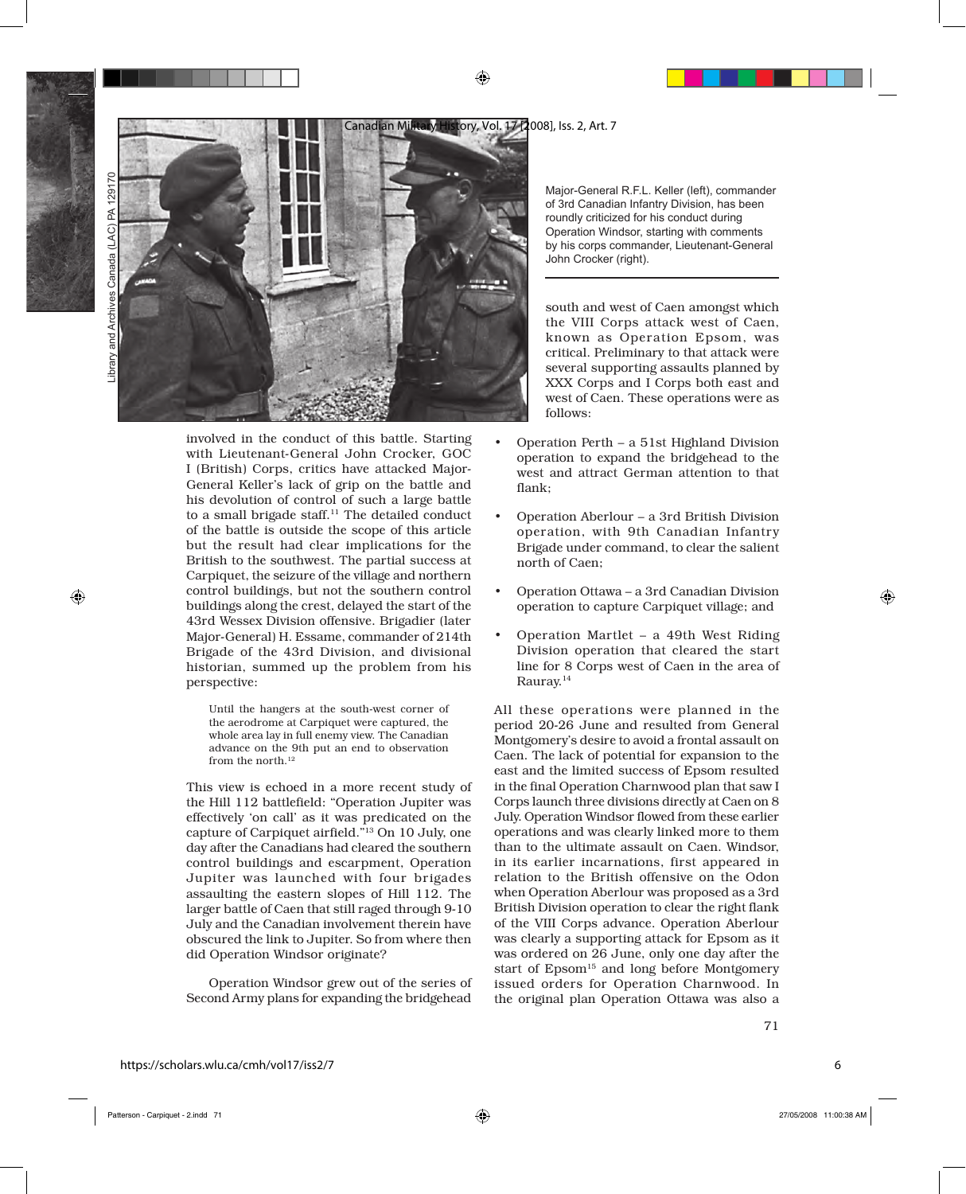Major-General R.F.L. Keller (left), commander of 3rd Canadian Infantry Division, has been roundly criticized for his conduct during Operation Windsor, starting with comments by his corps commander, Lieutenant-General John Crocker (right).

involved in the conduct of this battle. Starting with Lieutenant-General John Crocker, GOC I (British) Corps, critics have attacked Major-General Keller's lack of grip on the battle and his devolution of control of such a large battle to a small brigade staff.[11] The detailed conduct of the battle is outside the scope of this article but the result had clear implications for the British to the southwest. The partial success at Carpiquet, the seizure of the village and northern control buildings, but not the southern control buildings along the crest, delayed the start of the 43rd Wessex Division offensive. Brigadier (later Major-General) H. Essame, commander of 214th Brigade of the 43rd Division, and divisional historian, summed up the problem from his perspective:

> Until the hangers at the south-west corner of the aerodrome at Carpiquet were captured, the whole area lay in full enemy view. The Canadian advance on the 9th put an end to observation from the north.[12]

This view is echoed in a more recent study of the Hill 112 battlefield: "Operation Jupiter was effectively 'on call' as it was predicated on the capture of Carpiquet airfield."[13] On 10 July, one day after the Canadians had cleared the southern control buildings and escarpment, Operation Jupiter was launched with four brigades assaulting the eastern slopes of Hill 112. The larger battle of Caen that still raged through 9-10 July and the Canadian involvement therein have obscured the link to Jupiter. So from where then did Operation Windsor originate?

Operation Windsor grew out of the series of Second Army plans for expanding the bridgehead south and west of Caen amongst which the VIII Corps attack west of Caen, known as Operation Epsom, was critical. Preliminary to that attack were several supporting assaults planned by XXX Corps and I Corps both east and west of Caen. These operations were as follows:

- Operation Perth – a 51st Highland Division operation to expand the bridgehead to the west and attract German attention to that flank;
- Operation Aberlour – a 3rd British Division operation, with 9th Canadian Infantry Brigade under command, to clear the salient north of Caen;
- Operation Ottawa – a 3rd Canadian Division operation to capture Carpiquet village; and
- Operation Martlet – a 49th West Riding Division operation that cleared the start line for 8 Corps west of Caen in the area of Rauray.[14]

All these operations were planned in the period 20-26 June and resulted from General Montgomery's desire to avoid a frontal assault on Caen. The lack of potential for expansion to the east and the limited success of Epsom resulted in the final Operation Charnwood plan that saw I Corps launch three divisions directly at Caen on 8 July. Operation Windsor flowed from these earlier operations and was clearly linked more to them than to the ultimate assault on Caen. Windsor, in its earlier incarnations, first appeared in relation to the British offensive on the Odon when Operation Aberlour was proposed as a 3rd British Division operation to clear the right flank of the VIII Corps advance. Operation Aberlour was clearly a supporting attack for Epsom as it was ordered on 26 June, only one day after the start of Epsom[15] and long before Montgomery issued orders for Operation Charnwood. In the original plan Operation Ottawa was also a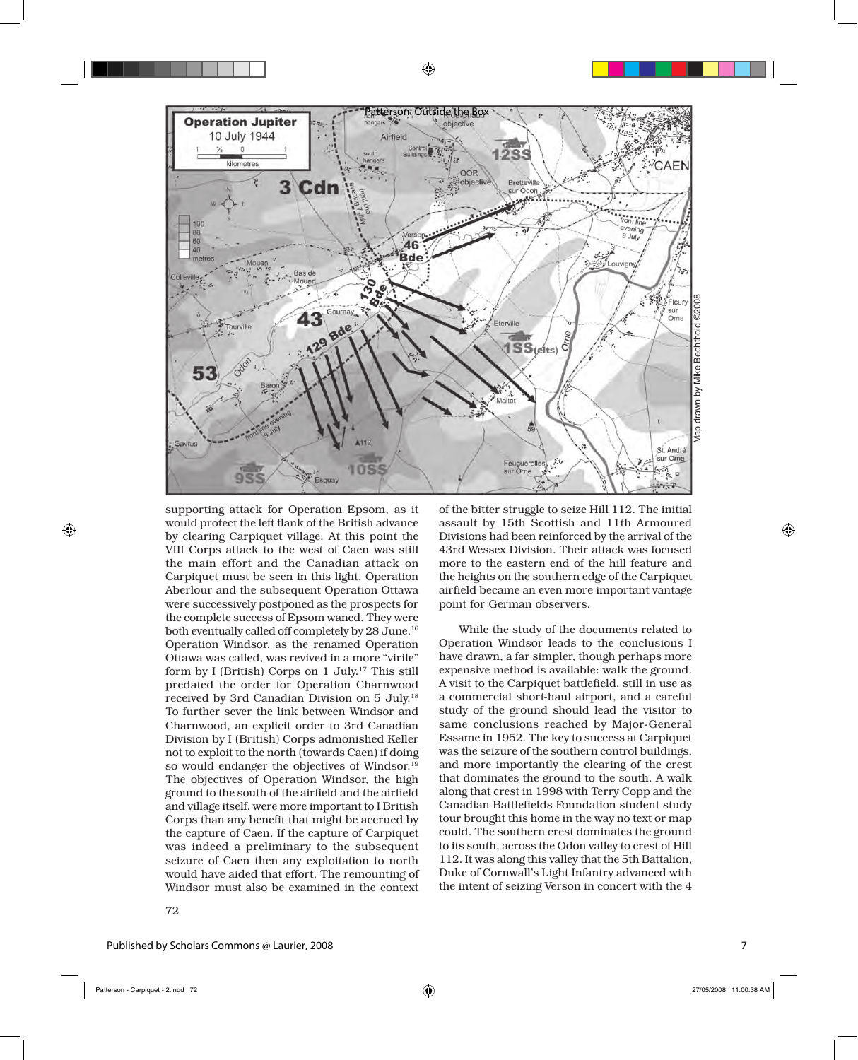supporting attack for Operation Epsom, as it would protect the left flank of the British advance by clearing Carpiquet village. At this point the VIII Corps attack to the west of Caen was still the main effort and the Canadian attack on Carpiquet must be seen in this light. Operation Aberlour and the subsequent Operation Ottawa were successively postponed as the prospects for the complete success of Epsom waned. They were both eventually called off completely by 28 June.[16] Operation Windsor, as the renamed Operation Ottawa was called, was revived in a more "virile" form by I (British) Corps on 1 July.[17] This still predated the order for Operation Charnwood received by 3rd Canadian Division on 5 July.[18] To further sever the link between Windsor and Charnwood, an explicit order to 3rd Canadian Division by I (British) Corps admonished Keller not to exploit to the north (towards Caen) if doing so would endanger the objectives of Windsor.[19] The objectives of Operation Windsor, the high ground to the south of the airfield and the airfield and village itself, were more important to I British Corps than any benefit that might be accrued by the capture of Caen. If the capture of Carpiquet was indeed a preliminary to the subsequent seizure of Caen then any exploitation to north would have aided that effort. The remounting of Windsor must also be examined in the context of the bitter struggle to seize Hill 112. The initial assault by 15th Scottish and 11th Armoured Divisions had been reinforced by the arrival of the 43rd Wessex Division. Their attack was focused more to the eastern end of the hill feature and the heights on the southern edge of the Carpiquet airfield became an even more important vantage point for German observers.

While the study of the documents related to Operation Windsor leads to the conclusions I have drawn, a far simpler, though perhaps more expensive method is available: walk the ground. A visit to the Carpiquet battlefield, still in use as a commercial short-haul airport, and a careful study of the ground should lead the visitor to same conclusions reached by Major-General Essame in 1952. The key to success at Carpiquet was the seizure of the southern control buildings, and more importantly the clearing of the crest that dominates the ground to the south. A walk along that crest in 1998 with Terry Copp and the Canadian Battlefields Foundation student study tour brought this home in the way no text or map could. The southern crest dominates the ground to its south, across the Odon valley to crest of Hill 112. It was along this valley that the 5th Battalion, Duke of Cornwall's Light Infantry advanced with the intent of seizing Verson in concert with the 4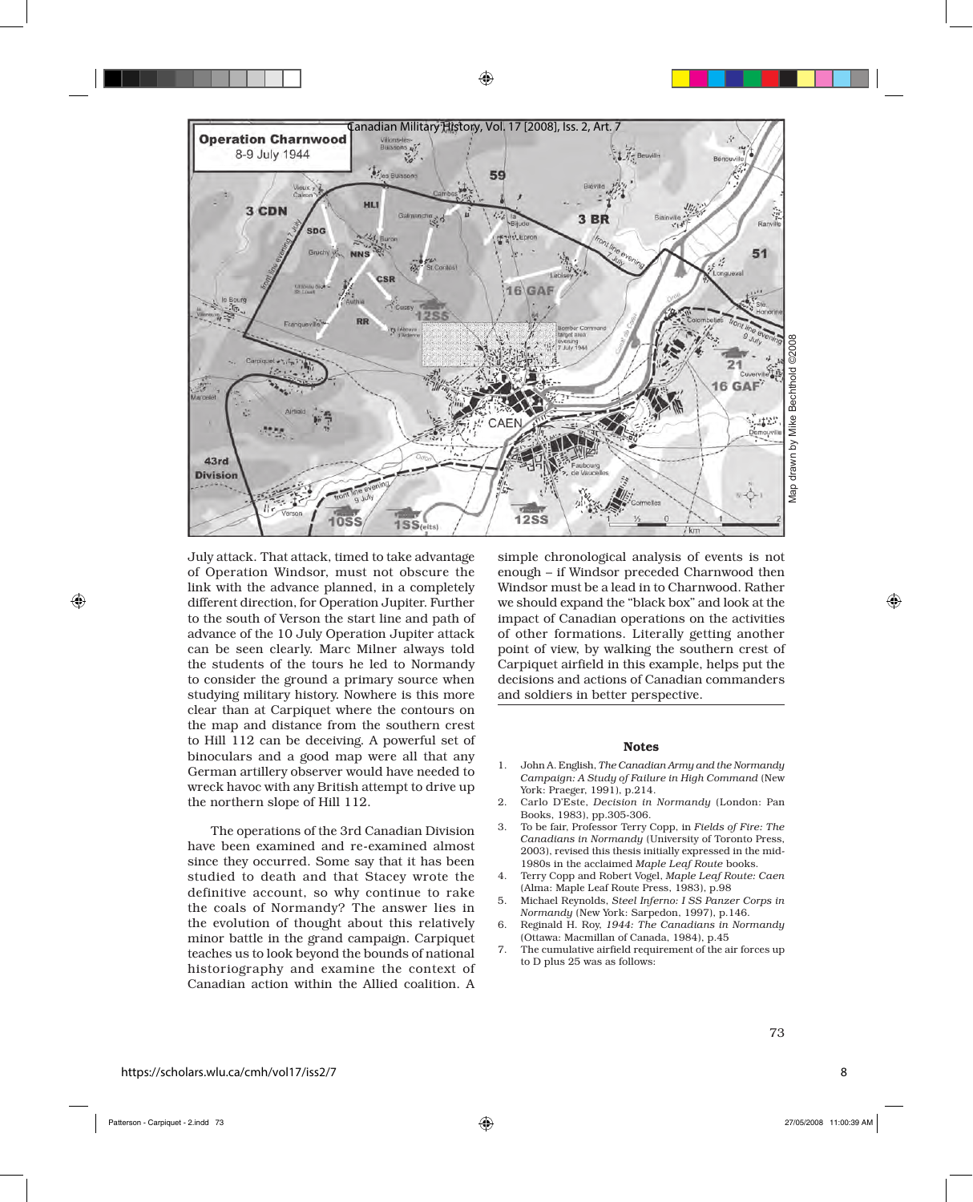July attack. That attack, timed to take advantage of Operation Windsor, must not obscure the link with the advance planned, in a completely different direction, for Operation Jupiter. Further to the south of Verson the start line and path of advance of the 10 July Operation Jupiter attack can be seen clearly. Marc Milner always told the students of the tours he led to Normandy to consider the ground a primary source when studying military history. Nowhere is this more clear than at Carpiquet where the contours on the map and distance from the southern crest to Hill 112 can be deceiving. A powerful set of binoculars and a good map were all that any German artillery observer would have needed to wreck havoc with any British attempt to drive up the northern slope of Hill 112.

The operations of the 3rd Canadian Division have been examined and re-examined almost since they occurred. Some say that it has been studied to death and that Stacey wrote the definitive account, so why continue to rake the coals of Normandy? The answer lies in the evolution of thought about this relatively minor battle in the grand campaign. Carpiquet teaches us to look beyond the bounds of national historiography and examine the context of Canadian action within the Allied coalition. A simple chronological analysis of events is not enough – if Windsor preceded Charnwood then Windsor must be a lead in to Charnwood. Rather we should expand the "black box" and look at the impact of Canadian operations on the activities of other formations. Literally getting another point of view, by walking the southern crest of Carpiquet airfield in this example, helps put the decisions and actions of Canadian commanders and soldiers in better perspective.

### Notes

1. John A. English, *The Canadian Army and the Normandy Campaign: A Study of Failure in High Command* (New York: Praeger, 1991), p.214.
2. Carlo D'Este, *Decision in Normandy* (London: Pan Books, 1983), pp.305-306.
3. To be fair, Professor Terry Copp, in *Fields of Fire: The Canadians in Normandy* (University of Toronto Press, 2003), revised this thesis initially expressed in the mid-1980s in the acclaimed *Maple Leaf Route* books.
4. Terry Copp and Robert Vogel, *Maple Leaf Route: Caen* (Alma: Maple Leaf Route Press, 1983), p.98
5. Michael Reynolds, *Steel Inferno: I SS Panzer Corps in Normandy* (New York: Sarpedon, 1997), p.146.
6. Reginald H. Roy, *1944: The Canadians in Normandy* (Ottawa: Macmillan of Canada, 1984), p.45
7. The cumulative airfield requirement of the air forces up to D plus 25 was as follows: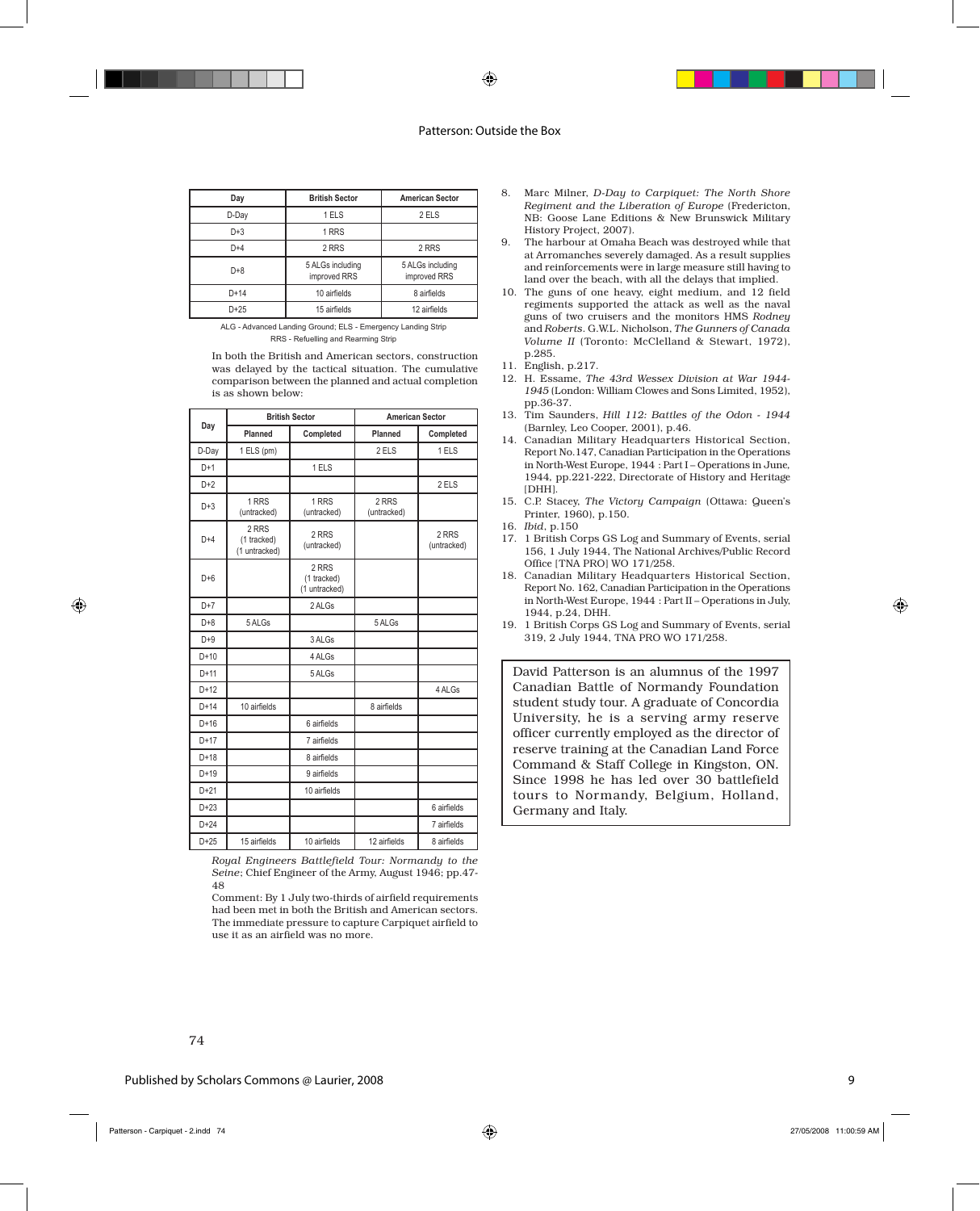| Day | British Sector | American Sector |
|---|---|---|
| D-Day | 1 ELS | 2 ELS |
| D+3 | 1 RRS | |
| D+4 | 2 RRS | 2 RRS |
| D+8 | 5 ALGs including improved RRS | 5 ALGs including improved RRS |
| D+14 | 10 airfields | 8 airfields |
| D+25 | 15 airfields | 12 airfields |

ALG - Advanced Landing Ground; ELS - Emergency Landing Strip
RRS - Refuelling and Rearming Strip

In both the British and American sectors, construction was delayed by the tactical situation. The cumulative comparison between the planned and actual completion is as shown below:

| Day | British Sector | | American Sector | |
|---|---|---|---|---|
| | Planned | Completed | Planned | Completed |
| D-Day | 1 ELS (pm) | | 2 ELS | 1 ELS |
| D+1 | | 1 ELS | | |
| D+2 | | | | 2 ELS |
| D+3 | 1 RRS (untracked) | 1 RRS (untracked) | 2 RRS (untracked) | |
| D+4 | 2 RRS (1 tracked) (1 untracked) | 2 RRS (untracked) | | 2 RRS (untracked) |
| D+6 | | 2 RRS (1 tracked) (1 untracked) | | |
| D+7 | | 2 ALGs | | |
| D+8 | 5 ALGs | | 5 ALGs | |
| D+9 | | 3 ALGs | | |
| D+10 | | 4 ALGs | | |
| D+11 | | 5 ALGs | | |
| D+12 | | | | 4 ALGs |
| D+14 | 10 airfields | | 8 airfields | |
| D+16 | | 6 airfields | | |
| D+17 | | 7 airfields | | |
| D+18 | | 8 airfields | | |
| D+19 | | 9 airfields | | |
| D+21 | | 10 airfields | | |
| D+23 | | | | 6 airfields |
| D+24 | | | | 7 airfields |
| D+25 | 15 airfields | 10 airfields | 12 airfields | 8 airfields |

*Royal Engineers Battlefield Tour: Normandy to the Seine*; Chief Engineer of the Army, August 1946; pp.47-48

Comment: By 1 July two-thirds of airfield requirements had been met in both the British and American sectors. The immediate pressure to capture Carpiquet airfield to use it as an airfield was no more.

8. Marc Milner, *D-Day to Carpiquet: The North Shore Regiment and the Liberation of Europe* (Fredericton, NB: Goose Lane Editions & New Brunswick Military History Project, 2007).
9. The harbour at Omaha Beach was destroyed while that at Arromanches severely damaged. As a result supplies and reinforcements were in large measure still having to land over the beach, with all the delays that implied.
10. The guns of one heavy, eight medium, and 12 field regiments supported the attack as well as the naval guns of two cruisers and the monitors HMS *Rodney* and *Roberts*. G.W.L. Nicholson, *The Gunners of Canada Volume II* (Toronto: McClelland & Stewart, 1972), p.285.
11. English, p.217.
12. H. Essame, *The 43rd Wessex Division at War 1944-1945* (London: William Clowes and Sons Limited, 1952), pp.36-37.
13. Tim Saunders, *Hill 112: Battles of the Odon - 1944* (Barnley, Leo Cooper, 2001), p.46.
14. Canadian Military Headquarters Historical Section, Report No.147, Canadian Participation in the Operations in North-West Europe, 1944 : Part I – Operations in June, 1944, pp.221-222, Directorate of History and Heritage [DHH].
15. C.P. Stacey, *The Victory Campaign* (Ottawa: Queen's Printer, 1960), p.150.
16. *Ibid*, p.150
17. 1 British Corps GS Log and Summary of Events, serial 156, 1 July 1944, The National Archives/Public Record Office [TNA PRO] WO 171/258.
18. Canadian Military Headquarters Historical Section, Report No. 162, Canadian Participation in the Operations in North-West Europe, 1944 : Part II – Operations in July, 1944, p.24, DHH.
19. 1 British Corps GS Log and Summary of Events, serial 319, 2 July 1944, TNA PRO WO 171/258.

David Patterson is an alumnus of the 1997 Canadian Battle of Normandy Foundation student study tour. A graduate of Concordia University, he is a serving army reserve officer currently employed as the director of reserve training at the Canadian Land Force Command & Staff College in Kingston, ON. Since 1998 he has led over 30 battlefield tours to Normandy, Belgium, Holland, Germany and Italy.